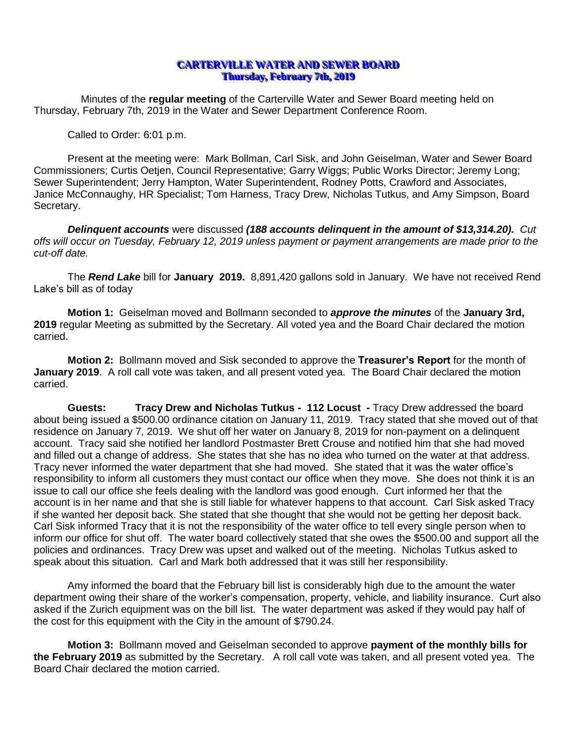# CARTERVILLE WATER AND SEWER BOARD
## Thursday, February 7th, 2019

Minutes of the **regular meeting** of the Carterville Water and Sewer Board meeting held on Thursday, February 7th, 2019 in the Water and Sewer Department Conference Room.

Called to Order: 6:01 p.m.

Present at the meeting were: Mark Bollman, Carl Sisk, and John Geiselman, Water and Sewer Board Commissioners; Curtis Oetjen, Council Representative; Garry Wiggs; Public Works Director; Jeremy Long; Sewer Superintendent; Jerry Hampton, Water Superintendent, Rodney Potts, Crawford and Associates, Janice McConnaughy, HR Specialist; Tom Harness, Tracy Drew, Nicholas Tutkus, and Amy Simpson, Board Secretary.

***Delinquent accounts*** were discussed ***(188 accounts delinquent in the amount of $13,314.20).*** *Cut offs will occur on Tuesday, February 12, 2019 unless payment or payment arrangements are made prior to the cut-off date.*

The ***Rend Lake*** bill for **January 2019.** 8,891,420 gallons sold in January. We have not received Rend Lake's bill as of today

**Motion 1:** Geiselman moved and Bollmann seconded to ***approve the minutes*** of the **January 3rd, 2019** regular Meeting as submitted by the Secretary. All voted yea and the Board Chair declared the motion carried.

**Motion 2:** Bollmann moved and Sisk seconded to approve the **Treasurer's Report** for the month of **January 2019**. A roll call vote was taken, and all present voted yea. The Board Chair declared the motion carried.

**Guests: Tracy Drew and Nicholas Tutkus - 112 Locust -** Tracy Drew addressed the board about being issued a $500.00 ordinance citation on January 11, 2019. Tracy stated that she moved out of that residence on January 7, 2019. We shut off her water on January 8, 2019 for non-payment on a delinquent account. Tracy said she notified her landlord Postmaster Brett Crouse and notified him that she had moved and filled out a change of address. She states that she has no idea who turned on the water at that address. Tracy never informed the water department that she had moved. She stated that it was the water office's responsibility to inform all customers they must contact our office when they move. She does not think it is an issue to call our office she feels dealing with the landlord was good enough. Curt informed her that the account is in her name and that she is still liable for whatever happens to that account. Carl Sisk asked Tracy if she wanted her deposit back. She stated that she thought that she would not be getting her deposit back. Carl Sisk informed Tracy that it is not the responsibility of the water office to tell every single person when to inform our office for shut off. The water board collectively stated that she owes the $500.00 and support all the policies and ordinances. Tracy Drew was upset and walked out of the meeting. Nicholas Tutkus asked to speak about this situation. Carl and Mark both addressed that it was still her responsibility.

Amy informed the board that the February bill list is considerably high due to the amount the water department owing their share of the worker's compensation, property, vehicle, and liability insurance. Curt also asked if the Zurich equipment was on the bill list. The water department was asked if they would pay half of the cost for this equipment with the City in the amount of $790.24.

**Motion 3:** Bollmann moved and Geiselman seconded to approve **payment of the monthly bills for the February 2019** as submitted by the Secretary. A roll call vote was taken, and all present voted yea. The Board Chair declared the motion carried.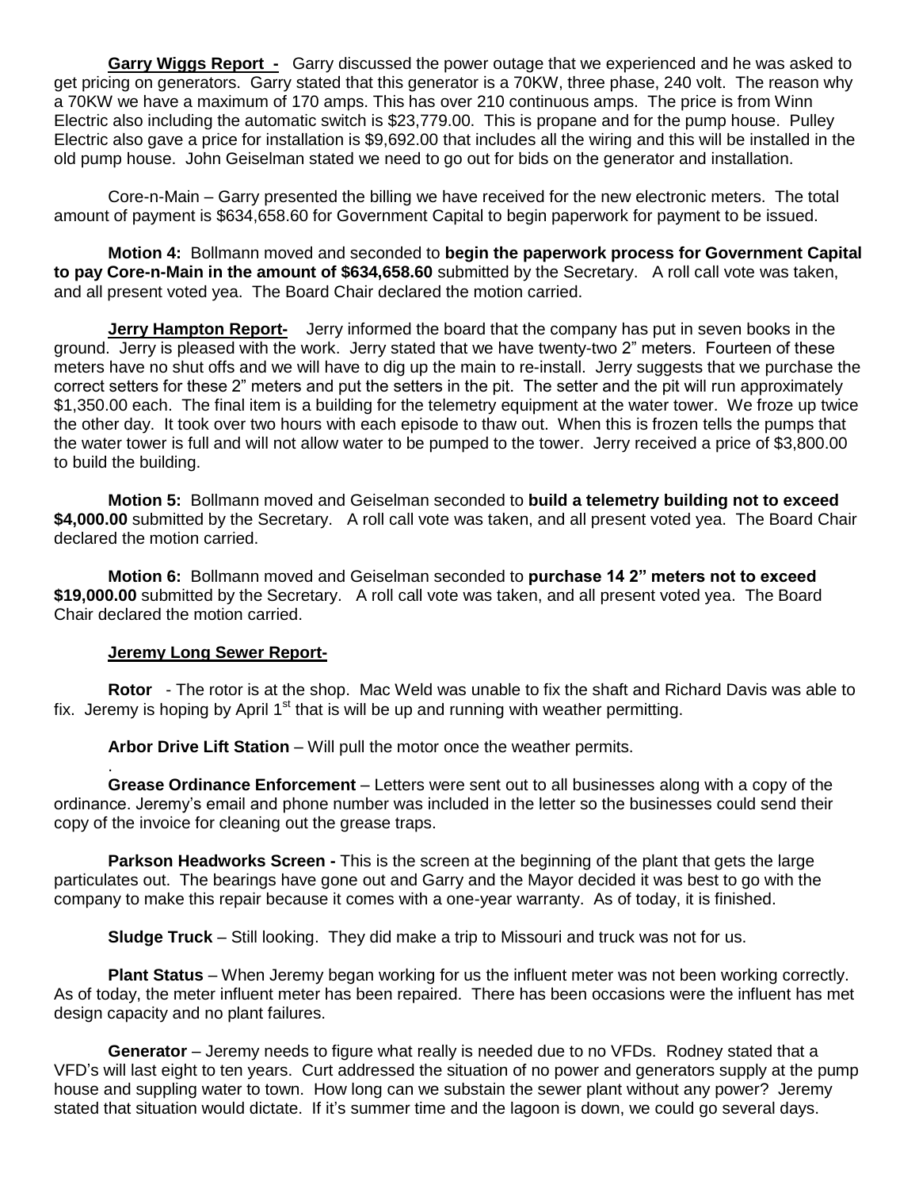**Garry Wiggs Report -** Garry discussed the power outage that we experienced and he was asked to get pricing on generators. Garry stated that this generator is a 70KW, three phase, 240 volt. The reason why a 70KW we have a maximum of 170 amps. This has over 210 continuous amps. The price is from Winn Electric also including the automatic switch is $23,779.00. This is propane and for the pump house. Pulley Electric also gave a price for installation is $9,692.00 that includes all the wiring and this will be installed in the old pump house. John Geiselman stated we need to go out for bids on the generator and installation.

Core-n-Main – Garry presented the billing we have received for the new electronic meters. The total amount of payment is $634,658.60 for Government Capital to begin paperwork for payment to be issued.

**Motion 4:** Bollmann moved and seconded to **begin the paperwork process for Government Capital to pay Core-n-Main in the amount of $634,658.60** submitted by the Secretary. A roll call vote was taken, and all present voted yea. The Board Chair declared the motion carried.

**Jerry Hampton Report-** Jerry informed the board that the company has put in seven books in the ground. Jerry is pleased with the work. Jerry stated that we have twenty-two 2" meters. Fourteen of these meters have no shut offs and we will have to dig up the main to re-install. Jerry suggests that we purchase the correct setters for these 2" meters and put the setters in the pit. The setter and the pit will run approximately $1,350.00 each. The final item is a building for the telemetry equipment at the water tower. We froze up twice the other day. It took over two hours with each episode to thaw out. When this is frozen tells the pumps that the water tower is full and will not allow water to be pumped to the tower. Jerry received a price of $3,800.00 to build the building.

**Motion 5:** Bollmann moved and Geiselman seconded to **build a telemetry building not to exceed $4,000.00** submitted by the Secretary. A roll call vote was taken, and all present voted yea. The Board Chair declared the motion carried.

**Motion 6:** Bollmann moved and Geiselman seconded to **purchase 14 2" meters not to exceed $19,000.00** submitted by the Secretary. A roll call vote was taken, and all present voted yea. The Board Chair declared the motion carried.

**Jeremy Long Sewer Report-**

**Rotor** - The rotor is at the shop. Mac Weld was unable to fix the shaft and Richard Davis was able to fix. Jeremy is hoping by April 1st that is will be up and running with weather permitting.

**Arbor Drive Lift Station** – Will pull the motor once the weather permits.

.

**Grease Ordinance Enforcement** – Letters were sent out to all businesses along with a copy of the ordinance. Jeremy's email and phone number was included in the letter so the businesses could send their copy of the invoice for cleaning out the grease traps.

**Parkson Headworks Screen -** This is the screen at the beginning of the plant that gets the large particulates out. The bearings have gone out and Garry and the Mayor decided it was best to go with the company to make this repair because it comes with a one-year warranty. As of today, it is finished.

**Sludge Truck** – Still looking. They did make a trip to Missouri and truck was not for us.

**Plant Status** – When Jeremy began working for us the influent meter was not been working correctly. As of today, the meter influent meter has been repaired. There has been occasions were the influent has met design capacity and no plant failures.

**Generator** – Jeremy needs to figure what really is needed due to no VFDs. Rodney stated that a VFD's will last eight to ten years. Curt addressed the situation of no power and generators supply at the pump house and suppling water to town. How long can we substain the sewer plant without any power? Jeremy stated that situation would dictate. If it's summer time and the lagoon is down, we could go several days.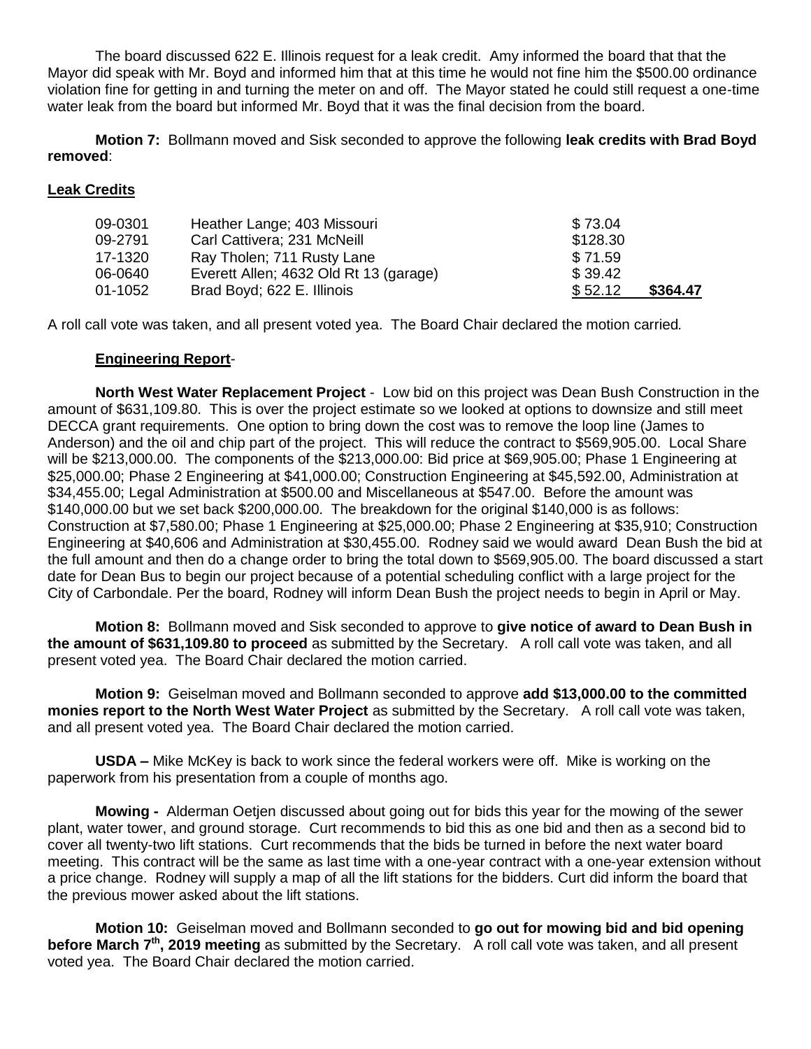The board discussed 622 E. Illinois request for a leak credit. Amy informed the board that that the Mayor did speak with Mr. Boyd and informed him that at this time he would not fine him the $500.00 ordinance violation fine for getting in and turning the meter on and off. The Mayor stated he could still request a one-time water leak from the board but informed Mr. Boyd that it was the final decision from the board.

**Motion 7:** Bollmann moved and Sisk seconded to approve the following **leak credits with Brad Boyd removed**:

**Leak Credits**

| | | | |
|---|---|---|---|
| 09-0301 | Heather Lange; 403 Missouri | $ 73.04 | |
| 09-2791 | Carl Cattivera; 231 McNeill | $128.30 | |
| 17-1320 | Ray Tholen; 711 Rusty Lane | $ 71.59 | |
| 06-0640 | Everett Allen; 4632 Old Rt 13 (garage) | $ 39.42 | |
| 01-1052 | Brad Boyd; 622 E. Illinois | $ 52.12 | **$364.47** |

A roll call vote was taken, and all present voted yea. The Board Chair declared the motion carried.

**Engineering Report**-

**North West Water Replacement Project** - Low bid on this project was Dean Bush Construction in the amount of $631,109.80. This is over the project estimate so we looked at options to downsize and still meet DECCA grant requirements. One option to bring down the cost was to remove the loop line (James to Anderson) and the oil and chip part of the project. This will reduce the contract to $569,905.00. Local Share will be $213,000.00. The components of the $213,000.00: Bid price at $69,905.00; Phase 1 Engineering at $25,000.00; Phase 2 Engineering at $41,000.00; Construction Engineering at $45,592.00, Administration at $34,455.00; Legal Administration at $500.00 and Miscellaneous at $547.00. Before the amount was $140,000.00 but we set back $200,000.00. The breakdown for the original $140,000 is as follows: Construction at $7,580.00; Phase 1 Engineering at $25,000.00; Phase 2 Engineering at $35,910; Construction Engineering at $40,606 and Administration at $30,455.00. Rodney said we would award Dean Bush the bid at the full amount and then do a change order to bring the total down to $569,905.00. The board discussed a start date for Dean Bus to begin our project because of a potential scheduling conflict with a large project for the City of Carbondale. Per the board, Rodney will inform Dean Bush the project needs to begin in April or May.

**Motion 8:** Bollmann moved and Sisk seconded to approve to **give notice of award to Dean Bush in the amount of $631,109.80 to proceed** as submitted by the Secretary. A roll call vote was taken, and all present voted yea. The Board Chair declared the motion carried.

**Motion 9:** Geiselman moved and Bollmann seconded to approve **add $13,000.00 to the committed monies report to the North West Water Project** as submitted by the Secretary. A roll call vote was taken, and all present voted yea. The Board Chair declared the motion carried.

**USDA –** Mike McKey is back to work since the federal workers were off. Mike is working on the paperwork from his presentation from a couple of months ago.

**Mowing -** Alderman Oetjen discussed about going out for bids this year for the mowing of the sewer plant, water tower, and ground storage. Curt recommends to bid this as one bid and then as a second bid to cover all twenty-two lift stations. Curt recommends that the bids be turned in before the next water board meeting. This contract will be the same as last time with a one-year contract with a one-year extension without a price change. Rodney will supply a map of all the lift stations for the bidders. Curt did inform the board that the previous mower asked about the lift stations.

**Motion 10:** Geiselman moved and Bollmann seconded to **go out for mowing bid and bid opening before March 7th, 2019 meeting** as submitted by the Secretary. A roll call vote was taken, and all present voted yea. The Board Chair declared the motion carried.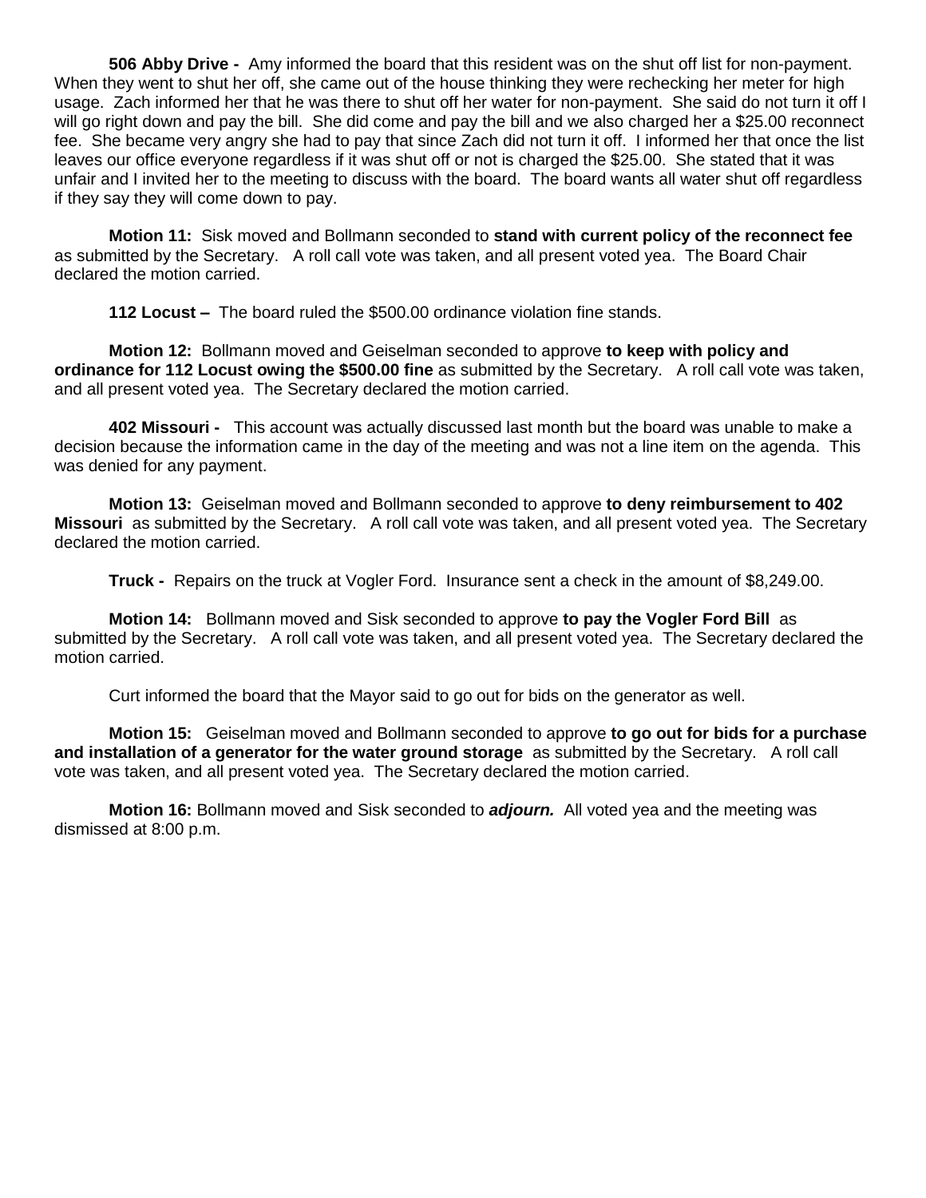**506 Abby Drive -** Amy informed the board that this resident was on the shut off list for non-payment. When they went to shut her off, she came out of the house thinking they were rechecking her meter for high usage. Zach informed her that he was there to shut off her water for non-payment. She said do not turn it off I will go right down and pay the bill. She did come and pay the bill and we also charged her a $25.00 reconnect fee. She became very angry she had to pay that since Zach did not turn it off. I informed her that once the list leaves our office everyone regardless if it was shut off or not is charged the $25.00. She stated that it was unfair and I invited her to the meeting to discuss with the board. The board wants all water shut off regardless if they say they will come down to pay.

**Motion 11:** Sisk moved and Bollmann seconded to **stand with current policy of the reconnect fee** as submitted by the Secretary. A roll call vote was taken, and all present voted yea. The Board Chair declared the motion carried.

**112 Locust –** The board ruled the $500.00 ordinance violation fine stands.

**Motion 12:** Bollmann moved and Geiselman seconded to approve **to keep with policy and ordinance for 112 Locust owing the $500.00 fine** as submitted by the Secretary. A roll call vote was taken, and all present voted yea. The Secretary declared the motion carried.

**402 Missouri -** This account was actually discussed last month but the board was unable to make a decision because the information came in the day of the meeting and was not a line item on the agenda. This was denied for any payment.

**Motion 13:** Geiselman moved and Bollmann seconded to approve **to deny reimbursement to 402 Missouri** as submitted by the Secretary. A roll call vote was taken, and all present voted yea. The Secretary declared the motion carried.

**Truck -** Repairs on the truck at Vogler Ford. Insurance sent a check in the amount of $8,249.00.

**Motion 14:** Bollmann moved and Sisk seconded to approve **to pay the Vogler Ford Bill** as submitted by the Secretary. A roll call vote was taken, and all present voted yea. The Secretary declared the motion carried.

Curt informed the board that the Mayor said to go out for bids on the generator as well.

**Motion 15:** Geiselman moved and Bollmann seconded to approve **to go out for bids for a purchase and installation of a generator for the water ground storage** as submitted by the Secretary. A roll call vote was taken, and all present voted yea. The Secretary declared the motion carried.

**Motion 16:** Bollmann moved and Sisk seconded to ***adjourn.*** All voted yea and the meeting was dismissed at 8:00 p.m.